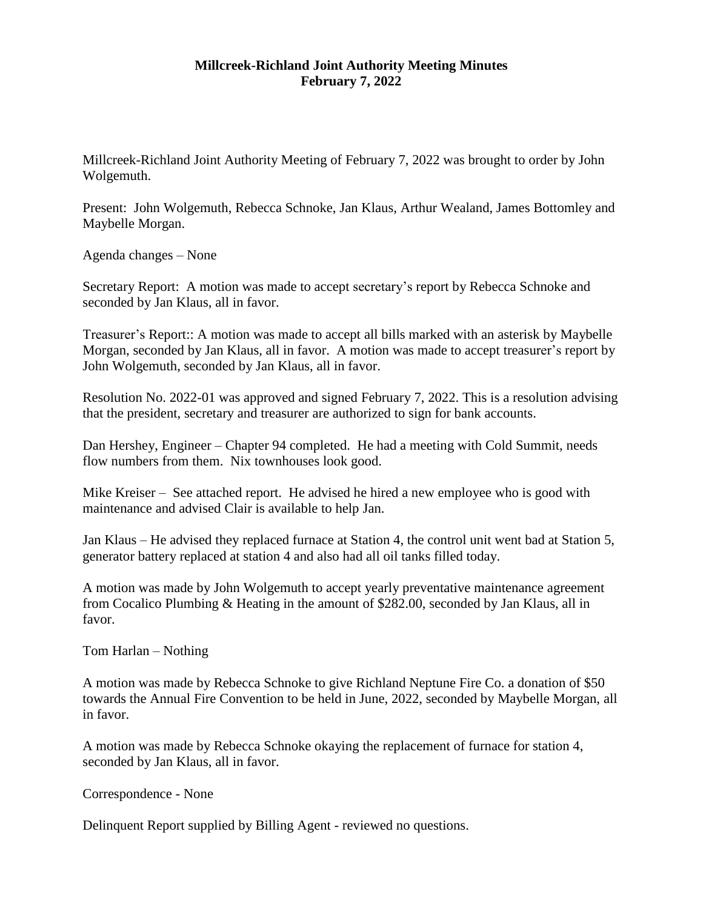# Millcreek-Richland Joint Authority Meeting Minutes
## February 7, 2022

Millcreek-Richland Joint Authority Meeting of February 7, 2022 was brought to order by John Wolgemuth.

Present: John Wolgemuth, Rebecca Schnoke, Jan Klaus, Arthur Wealand, James Bottomley and Maybelle Morgan.

Agenda changes – None

Secretary Report: A motion was made to accept secretary's report by Rebecca Schnoke and seconded by Jan Klaus, all in favor.

Treasurer's Report:: A motion was made to accept all bills marked with an asterisk by Maybelle Morgan, seconded by Jan Klaus, all in favor. A motion was made to accept treasurer's report by John Wolgemuth, seconded by Jan Klaus, all in favor.

Resolution No. 2022-01 was approved and signed February 7, 2022. This is a resolution advising that the president, secretary and treasurer are authorized to sign for bank accounts.

Dan Hershey, Engineer – Chapter 94 completed. He had a meeting with Cold Summit, needs flow numbers from them. Nix townhouses look good.

Mike Kreiser – See attached report. He advised he hired a new employee who is good with maintenance and advised Clair is available to help Jan.

Jan Klaus – He advised they replaced furnace at Station 4, the control unit went bad at Station 5, generator battery replaced at station 4 and also had all oil tanks filled today.

A motion was made by John Wolgemuth to accept yearly preventative maintenance agreement from Cocalico Plumbing & Heating in the amount of $282.00, seconded by Jan Klaus, all in favor.

Tom Harlan – Nothing

A motion was made by Rebecca Schnoke to give Richland Neptune Fire Co. a donation of $50 towards the Annual Fire Convention to be held in June, 2022, seconded by Maybelle Morgan, all in favor.

A motion was made by Rebecca Schnoke okaying the replacement of furnace for station 4, seconded by Jan Klaus, all in favor.

Correspondence - None

Delinquent Report supplied by Billing Agent - reviewed no questions.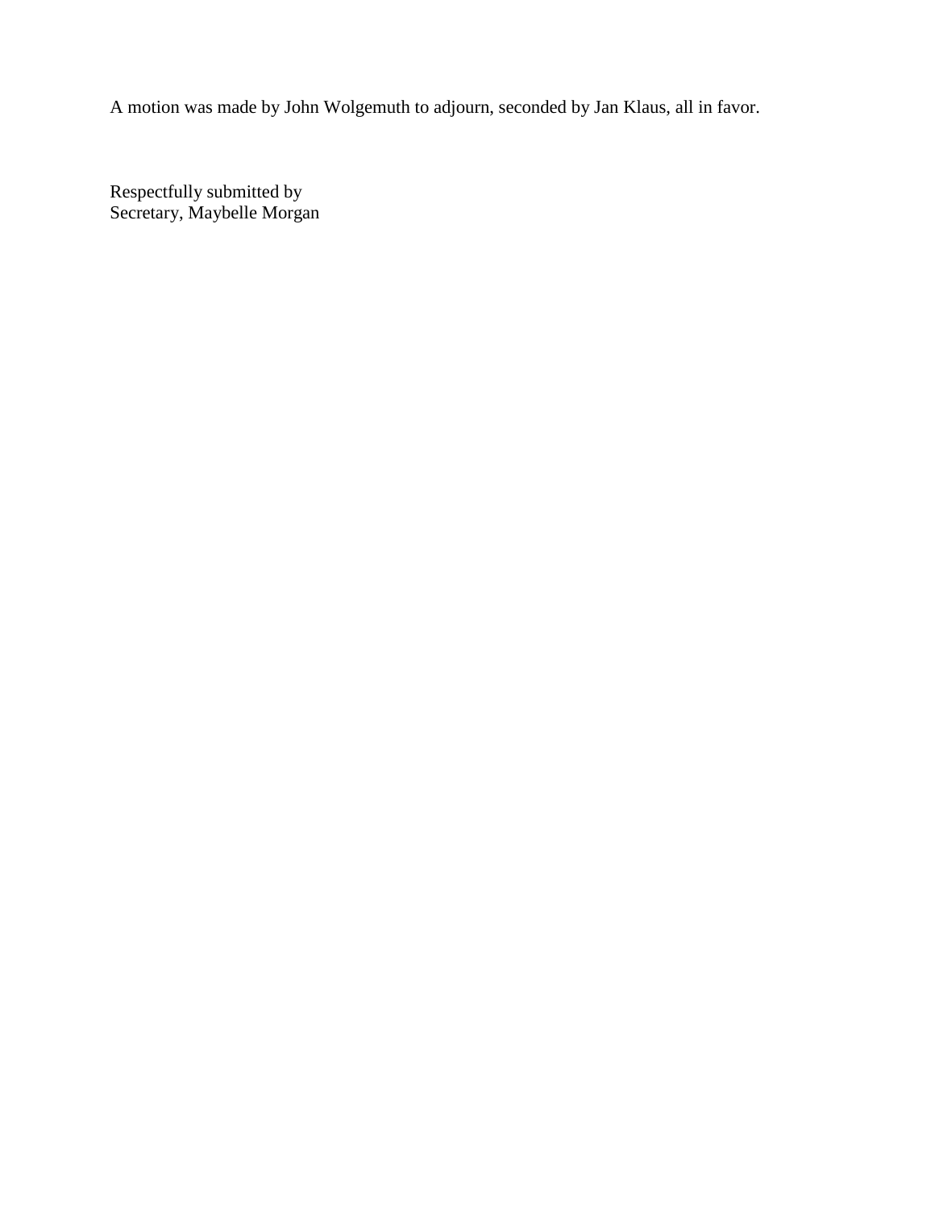A motion was made by John Wolgemuth to adjourn, seconded by Jan Klaus, all in favor.

Respectfully submitted by
Secretary, Maybelle Morgan